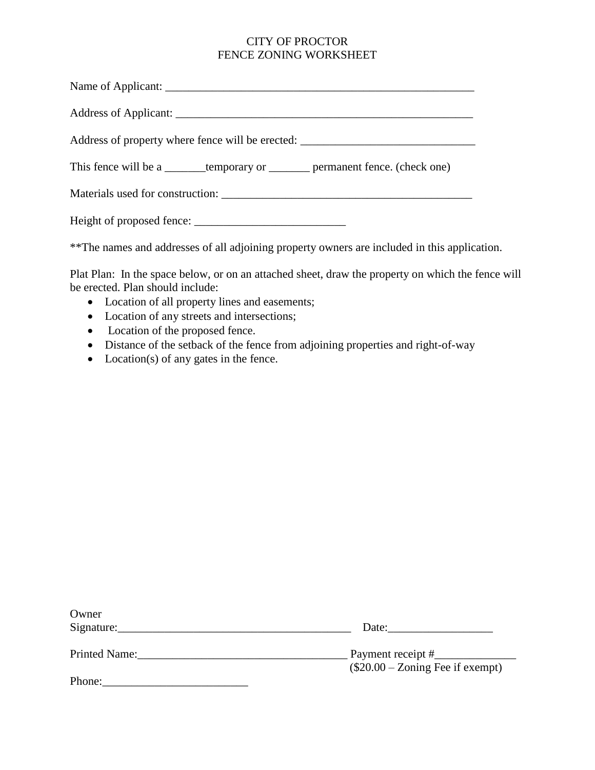# CITY OF PROCTOR
## FENCE ZONING WORKSHEET

Name of Applicant: _______________________________________________________

Address of Applicant: _____________________________________________________

Address of property where fence will be erected: ______________________________

This fence will be a _______temporary or _______ permanent fence. (check one)

Materials used for construction: ____________________________________________

Height of proposed fence: _________________________

**The names and addresses of all adjoining property owners are included in this application.

Plat Plan: In the space below, or on an attached sheet, draw the property on which the fence will be erected. Plan should include:

- Location of all property lines and easements;
- Location of any streets and intersections;
- Location of the proposed fence.
- Distance of the setback of the fence from adjoining properties and right-of-way
- Location(s) of any gates in the fence.

Owner Signature:________________________________________ Date:__________________

Printed Name:___________________________________ Payment receipt #______________
($20.00 – Zoning Fee if exempt)

Phone:_________________________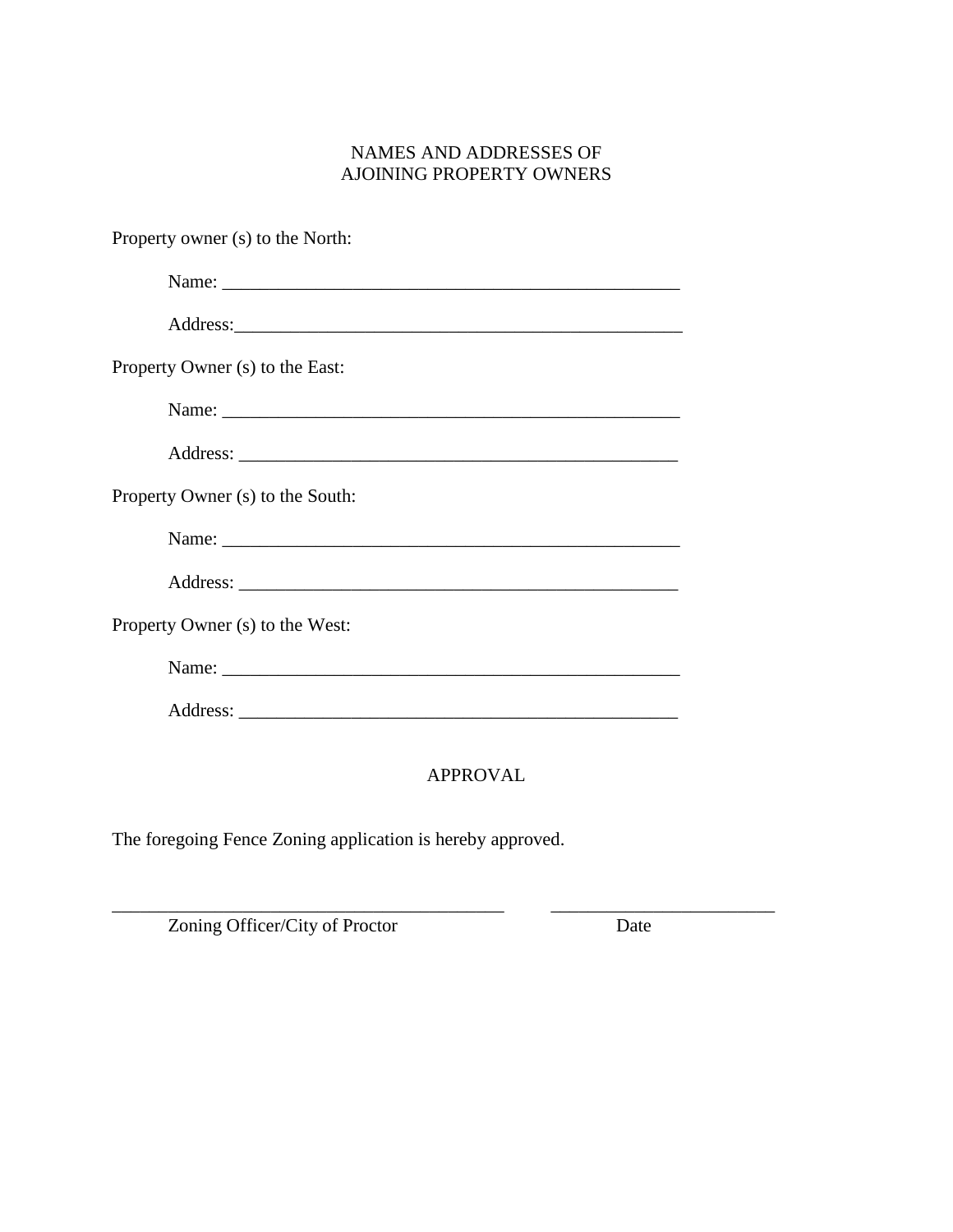## NAMES AND ADDRESSES OF AJOINING PROPERTY OWNERS

Property owner (s) to the North:

Name: ___________________________________________________

Address:__________________________________________________

Property Owner (s) to the East:

Name: ___________________________________________________

Address: _________________________________________________

Property Owner (s) to the South:

Name: ___________________________________________________

Address: _________________________________________________

Property Owner (s) to the West:

Name: ___________________________________________________

Address: _________________________________________________

## APPROVAL

The foregoing Fence Zoning application is hereby approved.

___________________________________________ ________________________

Zoning Officer/City of Proctor Date